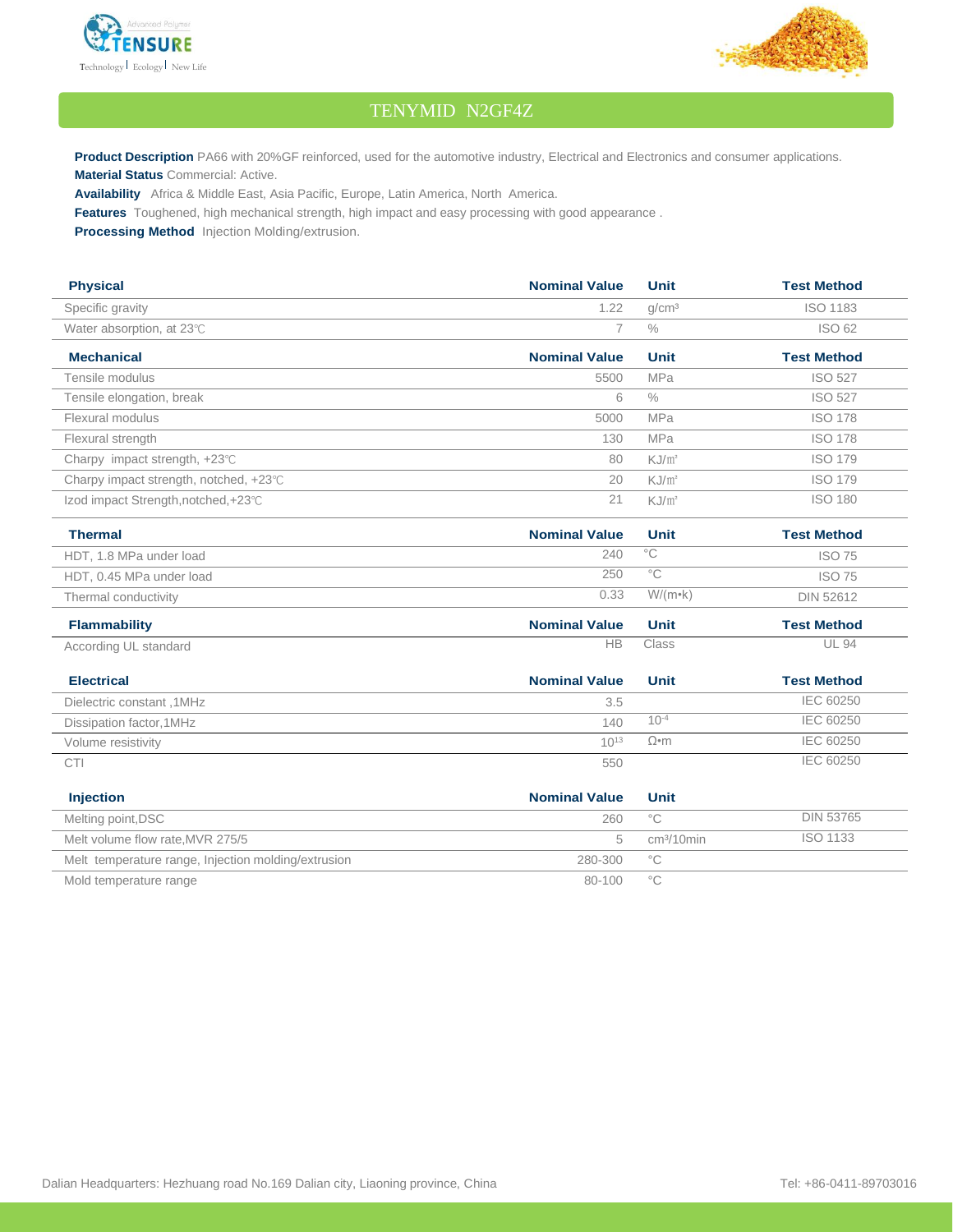# TENYMID N2GF4Z

**Product Description** PA66 with 20%GF reinforced, used for the automotive industry, Electrical and Electronics and consumer applications.

**Material Status** Commercial: Active.

**Availability** Africa & Middle East, Asia Pacific, Europe, Latin America, North America.

**Features** Toughened, high mechanical strength, high impact and easy processing with good appearance .

**Processing Method** Injection Molding/extrusion.

| Physical | Nominal Value | Unit | Test Method |
|---|---|---|---|
| Specific gravity | 1.22 | g/cm³ | ISO 1183 |
| Water absorption, at 23℃ | 7 | % | ISO 62 |

| Mechanical | Nominal Value | Unit | Test Method |
|---|---|---|---|
| Tensile modulus | 5500 | MPa | ISO 527 |
| Tensile elongation, break | 6 | % | ISO 527 |
| Flexural modulus | 5000 | MPa | ISO 178 |
| Flexural strength | 130 | MPa | ISO 178 |
| Charpy impact strength, +23℃ | 80 | KJ/㎡ | ISO 179 |
| Charpy impact strength, notched, +23℃ | 20 | KJ/㎡ | ISO 179 |
| Izod impact Strength,notched,+23℃ | 21 | KJ/㎡ | ISO 180 |

| Thermal | Nominal Value | Unit | Test Method |
|---|---|---|---|
| HDT, 1.8 MPa under load | 240 | °C | ISO 75 |
| HDT, 0.45 MPa under load | 250 | °C | ISO 75 |
| Thermal conductivity | 0.33 | W/(m•k) | DIN 52612 |

| Flammability | Nominal Value | Unit | Test Method |
|---|---|---|---|
| According UL standard | HB | Class | UL 94 |

| Electrical | Nominal Value | Unit | Test Method |
|---|---|---|---|
| Dielectric constant ,1MHz | 3.5 | | IEC 60250 |
| Dissipation factor,1MHz | 140 | $10^{-4}$ | IEC 60250 |
| Volume resistivity | $10^{13}$ | Ω•m | IEC 60250 |
| CTI | 550 | | IEC 60250 |

| Injection | Nominal Value | Unit | |
|---|---|---|---|
| Melting point,DSC | 260 | °C | DIN 53765 |
| Melt volume flow rate,MVR 275/5 | 5 | cm³/10min | ISO 1133 |
| Melt temperature range, Injection molding/extrusion | 280-300 | °C | |
| Mold temperature range | 80-100 | °C | |

Dalian Headquarters: Hezhuang road No.169 Dalian city, Liaoning province, China

Tel: +86-0411-89703016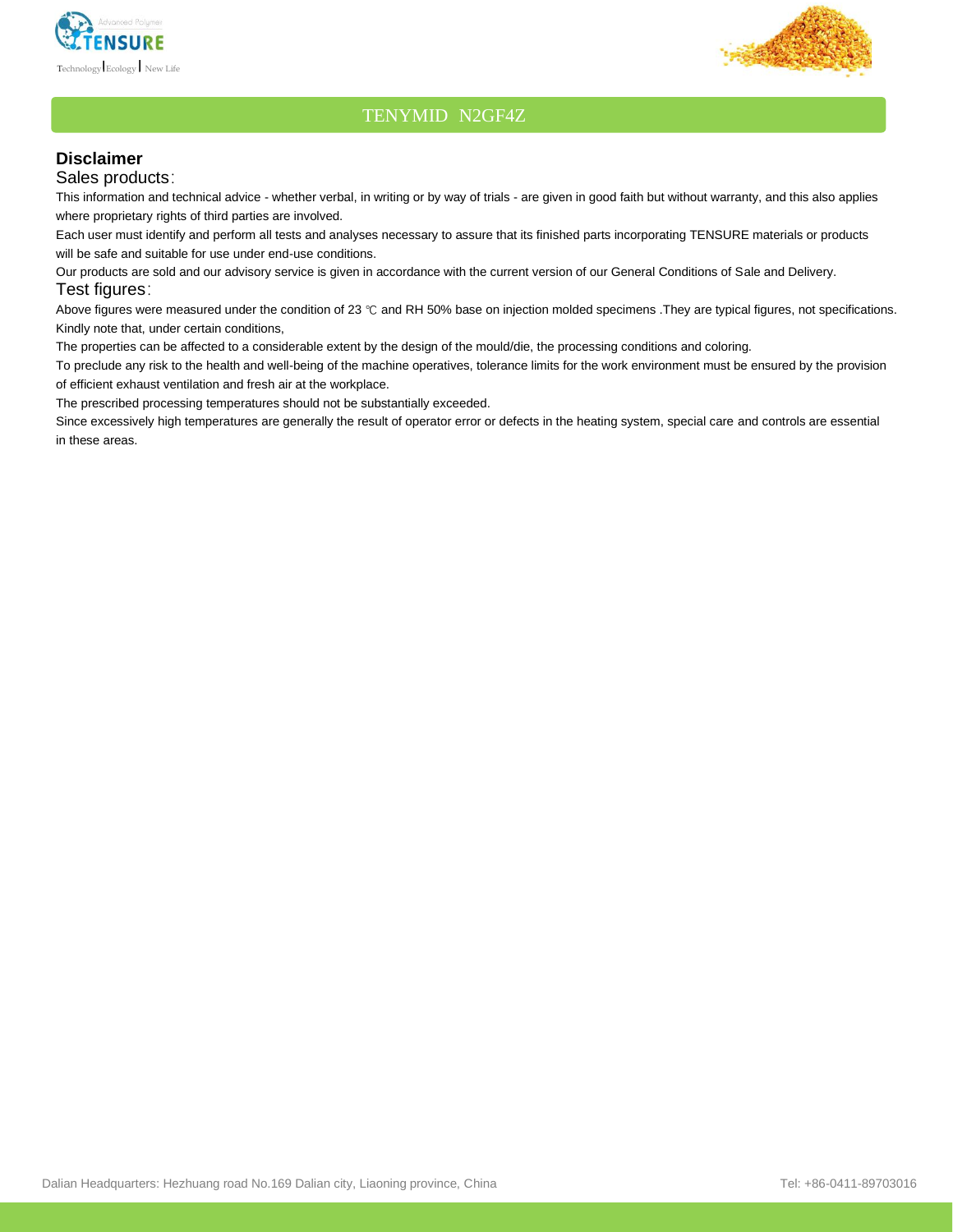## TENYMID N2GF4Z

### Disclaimer

Sales products：

This information and technical advice - whether verbal, in writing or by way of trials - are given in good faith but without warranty, and this also applies where proprietary rights of third parties are involved.

Each user must identify and perform all tests and analyses necessary to assure that its finished parts incorporating TENSURE materials or products will be safe and suitable for use under end-use conditions.

Our products are sold and our advisory service is given in accordance with the current version of our General Conditions of Sale and Delivery.

Test figures：

Above figures were measured under the condition of 23 ℃ and RH 50% base on injection molded specimens .They are typical figures, not specifications. Kindly note that, under certain conditions,

The properties can be affected to a considerable extent by the design of the mould/die, the processing conditions and coloring.

To preclude any risk to the health and well-being of the machine operatives, tolerance limits for the work environment must be ensured by the provision of efficient exhaust ventilation and fresh air at the workplace.

The prescribed processing temperatures should not be substantially exceeded.

Since excessively high temperatures are generally the result of operator error or defects in the heating system, special care and controls are essential in these areas.